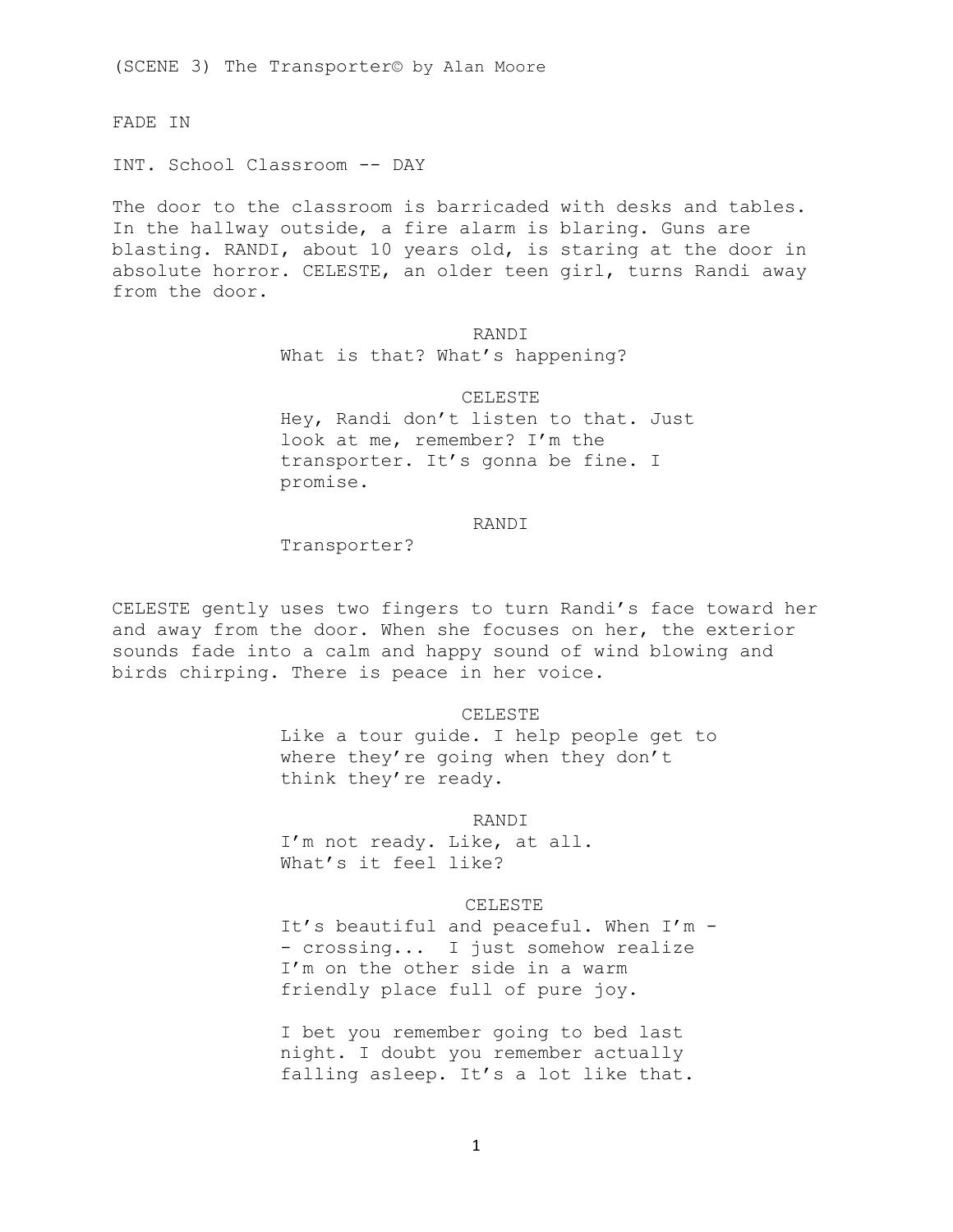(SCENE 3) The Transporter© by Alan Moore

FADE IN

INT. School Classroom -- DAY

The door to the classroom is barricaded with desks and tables. In the hallway outside, a fire alarm is blaring. Guns are blasting. RANDI, about 10 years old, is staring at the door in absolute horror. CELESTE, an older teen girl, turns Randi away from the door.

RANDI
What is that? What's happening?

CELESTE
Hey, Randi don't listen to that. Just look at me, remember? I'm the transporter. It's gonna be fine. I promise.

RANDI
Transporter?

CELESTE gently uses two fingers to turn Randi's face toward her and away from the door. When she focuses on her, the exterior sounds fade into a calm and happy sound of wind blowing and birds chirping. There is peace in her voice.

CELESTE
Like a tour guide. I help people get to where they're going when they don't think they're ready.

RANDI
I'm not ready. Like, at all.
What's it feel like?

CELESTE
It's beautiful and peaceful. When I'm -- crossing... I just somehow realize I'm on the other side in a warm friendly place full of pure joy.

I bet you remember going to bed last night. I doubt you remember actually falling asleep. It's a lot like that.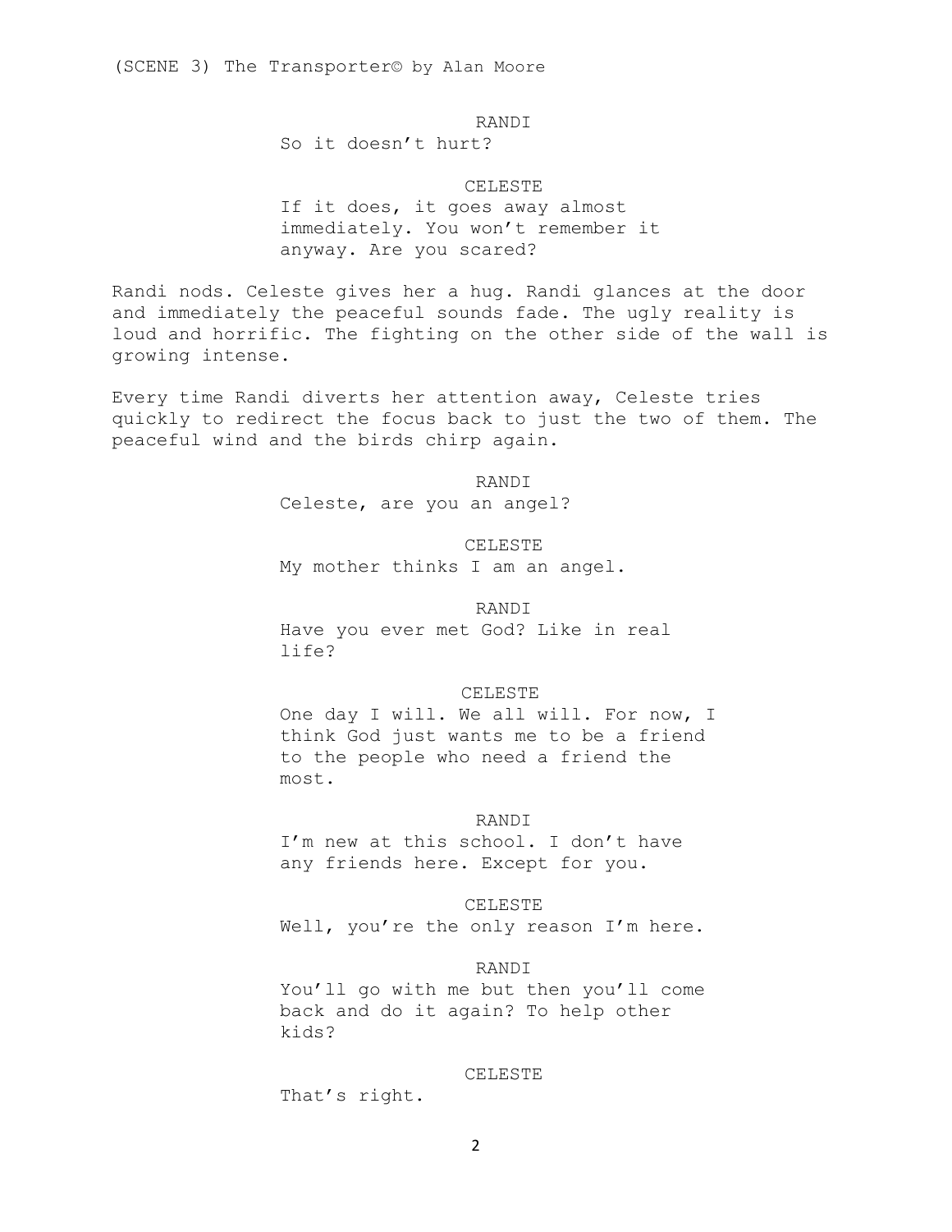RANDI

So it doesn't hurt?

CELESTE

If it does, it goes away almost immediately. You won't remember it anyway. Are you scared?

Randi nods. Celeste gives her a hug. Randi glances at the door and immediately the peaceful sounds fade. The ugly reality is loud and horrific. The fighting on the other side of the wall is growing intense.

Every time Randi diverts her attention away, Celeste tries quickly to redirect the focus back to just the two of them. The peaceful wind and the birds chirp again.

RANDI

Celeste, are you an angel?

CELESTE

My mother thinks I am an angel.

RANDI

Have you ever met God? Like in real life?

CELESTE

One day I will. We all will. For now, I think God just wants me to be a friend to the people who need a friend the most.

RANDI

I'm new at this school. I don't have any friends here. Except for you.

CELESTE

Well, you're the only reason I'm here.

RANDI

You'll go with me but then you'll come back and do it again? To help other kids?

CELESTE

That's right.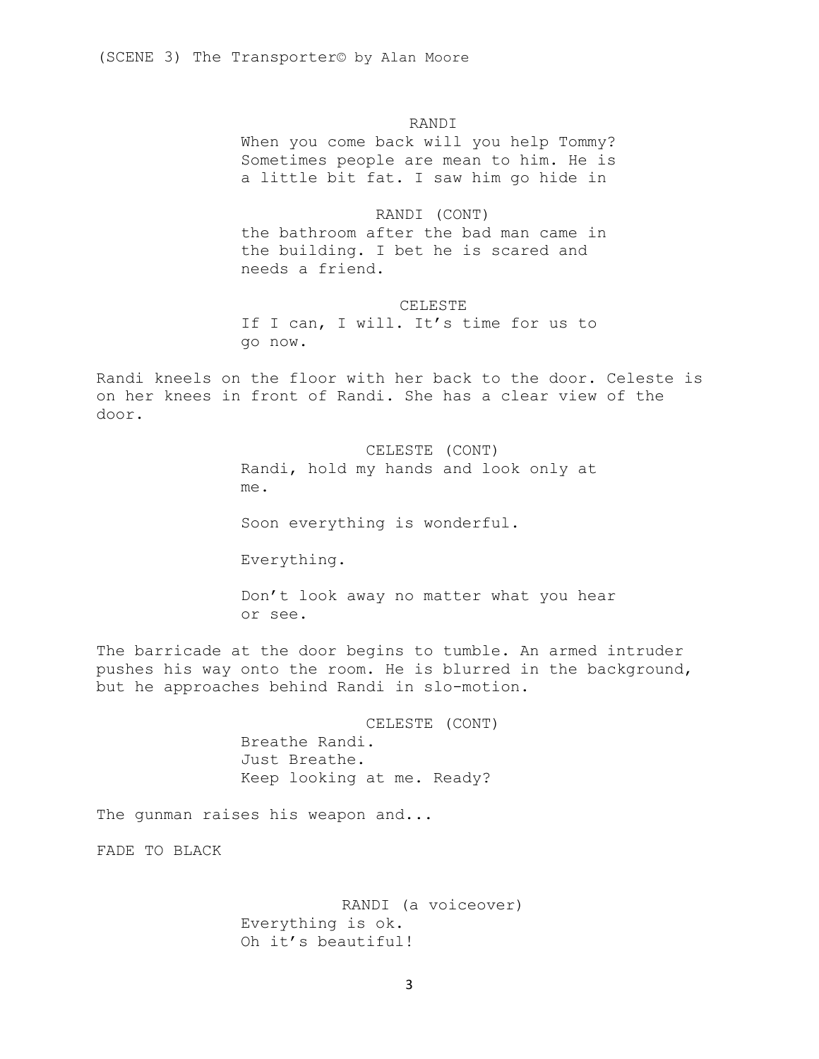RANDI

When you come back will you help Tommy? Sometimes people are mean to him. He is a little bit fat. I saw him go hide in

RANDI (CONT)

the bathroom after the bad man came in the building. I bet he is scared and needs a friend.

CELESTE

If I can, I will. It's time for us to go now.

Randi kneels on the floor with her back to the door. Celeste is on her knees in front of Randi. She has a clear view of the door.

CELESTE (CONT)

Randi, hold my hands and look only at me.

Soon everything is wonderful.

Everything.

Don't look away no matter what you hear or see.

The barricade at the door begins to tumble. An armed intruder pushes his way onto the room. He is blurred in the background, but he approaches behind Randi in slo-motion.

CELESTE (CONT)

Breathe Randi.
Just Breathe.
Keep looking at me. Ready?

The gunman raises his weapon and...

FADE TO BLACK

RANDI (a voiceover)

Everything is ok.
Oh it's beautiful!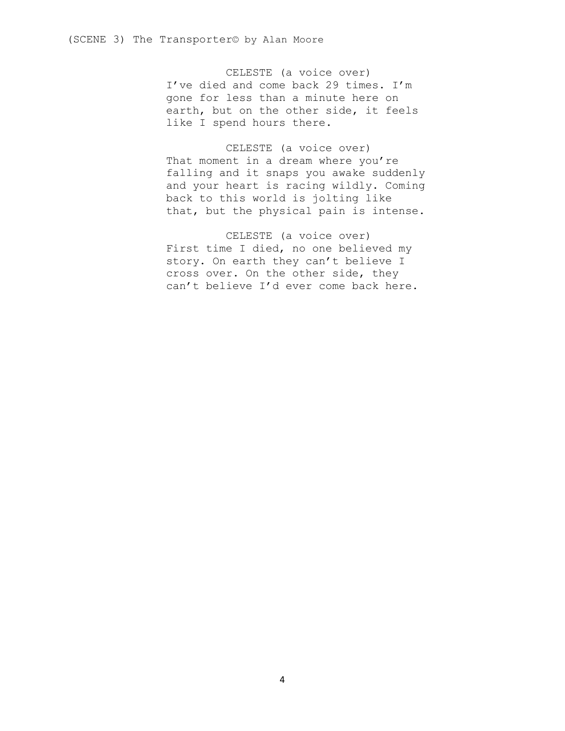(SCENE 3) The Transporter© by Alan Moore

CELESTE (a voice over)
I've died and come back 29 times. I'm gone for less than a minute here on earth, but on the other side, it feels like I spend hours there.

CELESTE (a voice over)
That moment in a dream where you're falling and it snaps you awake suddenly and your heart is racing wildly. Coming back to this world is jolting like that, but the physical pain is intense.

CELESTE (a voice over)
First time I died, no one believed my story. On earth they can't believe I cross over. On the other side, they can't believe I'd ever come back here.